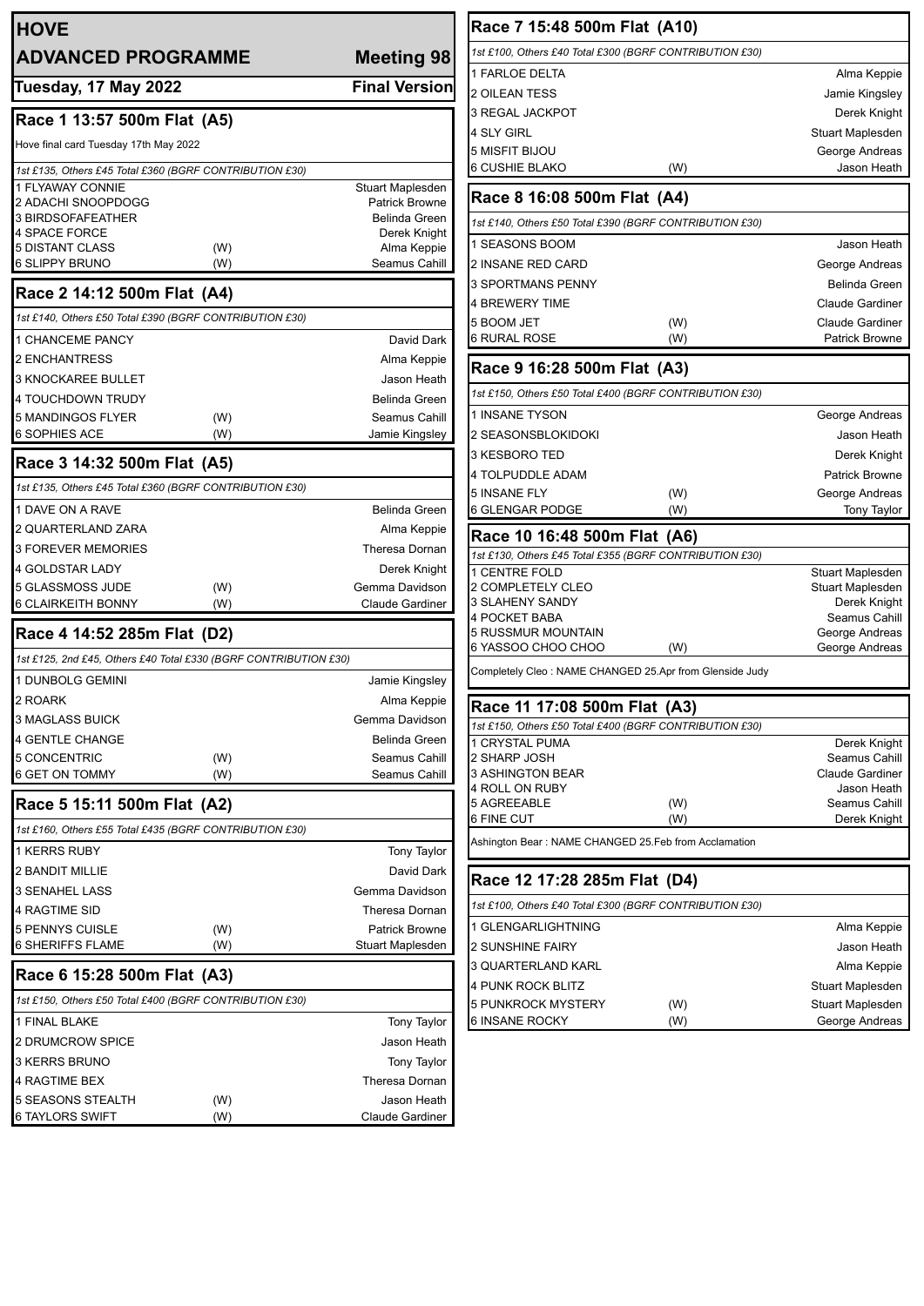# HOVE

## ADVANCED PROGRAMME — Meeting 98

**Tuesday, 17 May 2022** — **Final Version**

### Race 1 13:57 500m Flat (A5)

Hove final card Tuesday 17th May 2022

*1st £135, Others £45 Total £360 (BGRF CONTRIBUTION £30)*

| Trap | Greyhound | | Trainer |
|---|---|---|---|
| 1 | FLYAWAY CONNIE | | Stuart Maplesden |
| 2 | ADACHI SNOOPDOGG | | Patrick Browne |
| 3 | BIRDSOFAFEATHER | | Belinda Green |
| 4 | SPACE FORCE | | Derek Knight |
| 5 | DISTANT CLASS | (W) | Alma Keppie |
| 6 | SLIPPY BRUNO | (W) | Seamus Cahill |

### Race 2 14:12 500m Flat (A4)

*1st £140, Others £50 Total £390 (BGRF CONTRIBUTION £30)*

| Trap | Greyhound | | Trainer |
|---|---|---|---|
| 1 | CHANCEME PANCY | | David Dark |
| 2 | ENCHANTRESS | | Alma Keppie |
| 3 | KNOCKAREE BULLET | | Jason Heath |
| 4 | TOUCHDOWN TRUDY | | Belinda Green |
| 5 | MANDINGOS FLYER | (W) | Seamus Cahill |
| 6 | SOPHIES ACE | (W) | Jamie Kingsley |

### Race 3 14:32 500m Flat (A5)

*1st £135, Others £45 Total £360 (BGRF CONTRIBUTION £30)*

| Trap | Greyhound | | Trainer |
|---|---|---|---|
| 1 | DAVE ON A RAVE | | Belinda Green |
| 2 | QUARTERLAND ZARA | | Alma Keppie |
| 3 | FOREVER MEMORIES | | Theresa Dornan |
| 4 | GOLDSTAR LADY | | Derek Knight |
| 5 | GLASSMOSS JUDE | (W) | Gemma Davidson |
| 6 | CLAIRKEITH BONNY | (W) | Claude Gardiner |

### Race 4 14:52 285m Flat (D2)

*1st £125, 2nd £45, Others £40 Total £330 (BGRF CONTRIBUTION £30)*

| Trap | Greyhound | | Trainer |
|---|---|---|---|
| 1 | DUNBOLG GEMINI | | Jamie Kingsley |
| 2 | ROARK | | Alma Keppie |
| 3 | MAGLASS BUICK | | Gemma Davidson |
| 4 | GENTLE CHANGE | | Belinda Green |
| 5 | CONCENTRIC | (W) | Seamus Cahill |
| 6 | GET ON TOMMY | (W) | Seamus Cahill |

### Race 5 15:11 500m Flat (A2)

*1st £160, Others £55 Total £435 (BGRF CONTRIBUTION £30)*

| Trap | Greyhound | | Trainer |
|---|---|---|---|
| 1 | KERRS RUBY | | Tony Taylor |
| 2 | BANDIT MILLIE | | David Dark |
| 3 | SENAHEL LASS | | Gemma Davidson |
| 4 | RAGTIME SID | | Theresa Dornan |
| 5 | PENNYS CUISLE | (W) | Patrick Browne |
| 6 | SHERIFFS FLAME | (W) | Stuart Maplesden |

### Race 6 15:28 500m Flat (A3)

*1st £150, Others £50 Total £400 (BGRF CONTRIBUTION £30)*

| Trap | Greyhound | | Trainer |
|---|---|---|---|
| 1 | FINAL BLAKE | | Tony Taylor |
| 2 | DRUMCROW SPICE | | Jason Heath |
| 3 | KERRS BRUNO | | Tony Taylor |
| 4 | RAGTIME BEX | | Theresa Dornan |
| 5 | SEASONS STEALTH | (W) | Jason Heath |
| 6 | TAYLORS SWIFT | (W) | Claude Gardiner |

### Race 7 15:48 500m Flat (A10)

*1st £100, Others £40 Total £300 (BGRF CONTRIBUTION £30)*

| Trap | Greyhound | | Trainer |
|---|---|---|---|
| 1 | FARLOE DELTA | | Alma Keppie |
| 2 | OILEAN TESS | | Jamie Kingsley |
| 3 | REGAL JACKPOT | | Derek Knight |
| 4 | SLY GIRL | | Stuart Maplesden |
| 5 | MISFIT BIJOU | | George Andreas |
| 6 | CUSHIE BLAKO | (W) | Jason Heath |

### Race 8 16:08 500m Flat (A4)

*1st £140, Others £50 Total £390 (BGRF CONTRIBUTION £30)*

| Trap | Greyhound | | Trainer |
|---|---|---|---|
| 1 | SEASONS BOOM | | Jason Heath |
| 2 | INSANE RED CARD | | George Andreas |
| 3 | SPORTMANS PENNY | | Belinda Green |
| 4 | BREWERY TIME | | Claude Gardiner |
| 5 | BOOM JET | (W) | Claude Gardiner |
| 6 | RURAL ROSE | (W) | Patrick Browne |

### Race 9 16:28 500m Flat (A3)

*1st £150, Others £50 Total £400 (BGRF CONTRIBUTION £30)*

| Trap | Greyhound | | Trainer |
|---|---|---|---|
| 1 | INSANE TYSON | | George Andreas |
| 2 | SEASONSBLOKIDOKI | | Jason Heath |
| 3 | KESBORO TED | | Derek Knight |
| 4 | TOLPUDDLE ADAM | | Patrick Browne |
| 5 | INSANE FLY | (W) | George Andreas |
| 6 | GLENGAR PODGE | (W) | Tony Taylor |

### Race 10 16:48 500m Flat (A6)

*1st £130, Others £45 Total £355 (BGRF CONTRIBUTION £30)*

| Trap | Greyhound | | Trainer |
|---|---|---|---|
| 1 | CENTRE FOLD | | Stuart Maplesden |
| 2 | COMPLETELY CLEO | | Stuart Maplesden |
| 3 | SLAHENY SANDY | | Derek Knight |
| 4 | POCKET BABA | | Seamus Cahill |
| 5 | RUSSMUR MOUNTAIN | | George Andreas |
| 6 | YASSOO CHOO CHOO | (W) | George Andreas |

Completely Cleo : NAME CHANGED 25.Apr from Glenside Judy

### Race 11 17:08 500m Flat (A3)

*1st £150, Others £50 Total £400 (BGRF CONTRIBUTION £30)*

| Trap | Greyhound | | Trainer |
|---|---|---|---|
| 1 | CRYSTAL PUMA | | Derek Knight |
| 2 | SHARP JOSH | | Seamus Cahill |
| 3 | ASHINGTON BEAR | | Claude Gardiner |
| 4 | ROLL ON RUBY | | Jason Heath |
| 5 | AGREEABLE | (W) | Seamus Cahill |
| 6 | FINE CUT | (W) | Derek Knight |

Ashington Bear : NAME CHANGED 25.Feb from Acclamation

### Race 12 17:28 285m Flat (D4)

*1st £100, Others £40 Total £300 (BGRF CONTRIBUTION £30)*

| Trap | Greyhound | | Trainer |
|---|---|---|---|
| 1 | GLENGARLIGHTNING | | Alma Keppie |
| 2 | SUNSHINE FAIRY | | Jason Heath |
| 3 | QUARTERLAND KARL | | Alma Keppie |
| 4 | PUNK ROCK BLITZ | | Stuart Maplesden |
| 5 | PUNKROCK MYSTERY | (W) | Stuart Maplesden |
| 6 | INSANE ROCKY | (W) | George Andreas |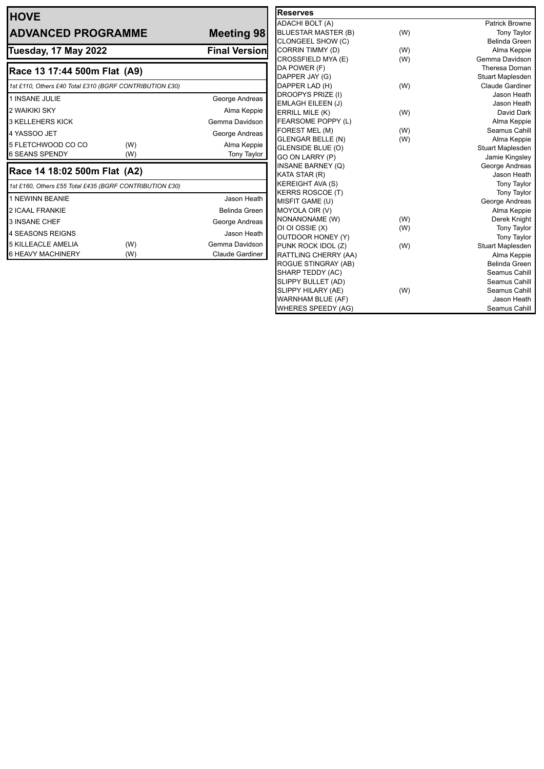# HOVE

## ADVANCED PROGRAMME — Meeting 98

**Tuesday, 17 May 2022 — Final Version**

## Race 13 17:44 500m Flat (A9)

*1st £110, Others £40 Total £310 (BGRF CONTRIBUTION £30)*

| | | |
|---|---|---|
| 1 INSANE JULIE | | George Andreas |
| 2 WAIKIKI SKY | | Alma Keppie |
| 3 KELLEHERS KICK | | Gemma Davidson |
| 4 YASSOO JET | | George Andreas |
| 5 FLETCHWOOD CO CO | (W) | Alma Keppie |
| 6 SEANS SPENDY | (W) | Tony Taylor |

## Race 14 18:02 500m Flat (A2)

*1st £160, Others £55 Total £435 (BGRF CONTRIBUTION £30)*

| | | |
|---|---|---|
| 1 NEWINN BEANIE | | Jason Heath |
| 2 ICAAL FRANKIE | | Belinda Green |
| 3 INSANE CHEF | | George Andreas |
| 4 SEASONS REIGNS | | Jason Heath |
| 5 KILLEACLE AMELIA | (W) | Gemma Davidson |
| 6 HEAVY MACHINERY | (W) | Claude Gardiner |

## Reserves

| | | |
|---|---|---|
| ADACHI BOLT (A) | | Patrick Browne |
| BLUESTAR MASTER (B) | (W) | Tony Taylor |
| CLONGEEL SHOW (C) | | Belinda Green |
| CORRIN TIMMY (D) | (W) | Alma Keppie |
| CROSSFIELD MYA (E) | (W) | Gemma Davidson |
| DA POWER (F) | | Theresa Dornan |
| DAPPER JAY (G) | | Stuart Maplesden |
| DAPPER LAD (H) | (W) | Claude Gardiner |
| DROOPYS PRIZE (I) | | Jason Heath |
| EMLAGH EILEEN (J) | | Jason Heath |
| ERRILL MILE (K) | (W) | David Dark |
| FEARSOME POPPY (L) | | Alma Keppie |
| FOREST MEL (M) | (W) | Seamus Cahill |
| GLENGAR BELLE (N) | (W) | Alma Keppie |
| GLENSIDE BLUE (O) | | Stuart Maplesden |
| GO ON LARRY (P) | | Jamie Kingsley |
| INSANE BARNEY (Q) | | George Andreas |
| KATA STAR (R) | | Jason Heath |
| KEREIGHT AVA (S) | | Tony Taylor |
| KERRS ROSCOE (T) | | Tony Taylor |
| MISFIT GAME (U) | | George Andreas |
| MOYOLA OIR (V) | | Alma Keppie |
| NONANONAME (W) | (W) | Derek Knight |
| OI OI OSSIE (X) | (W) | Tony Taylor |
| OUTDOOR HONEY (Y) | | Tony Taylor |
| PUNK ROCK IDOL (Z) | (W) | Stuart Maplesden |
| RATTLING CHERRY (AA) | | Alma Keppie |
| ROGUE STINGRAY (AB) | | Belinda Green |
| SHARP TEDDY (AC) | | Seamus Cahill |
| SLIPPY BULLET (AD) | | Seamus Cahill |
| SLIPPY HILARY (AE) | (W) | Seamus Cahill |
| WARNHAM BLUE (AF) | | Jason Heath |
| WHERES SPEEDY (AG) | | Seamus Cahill |